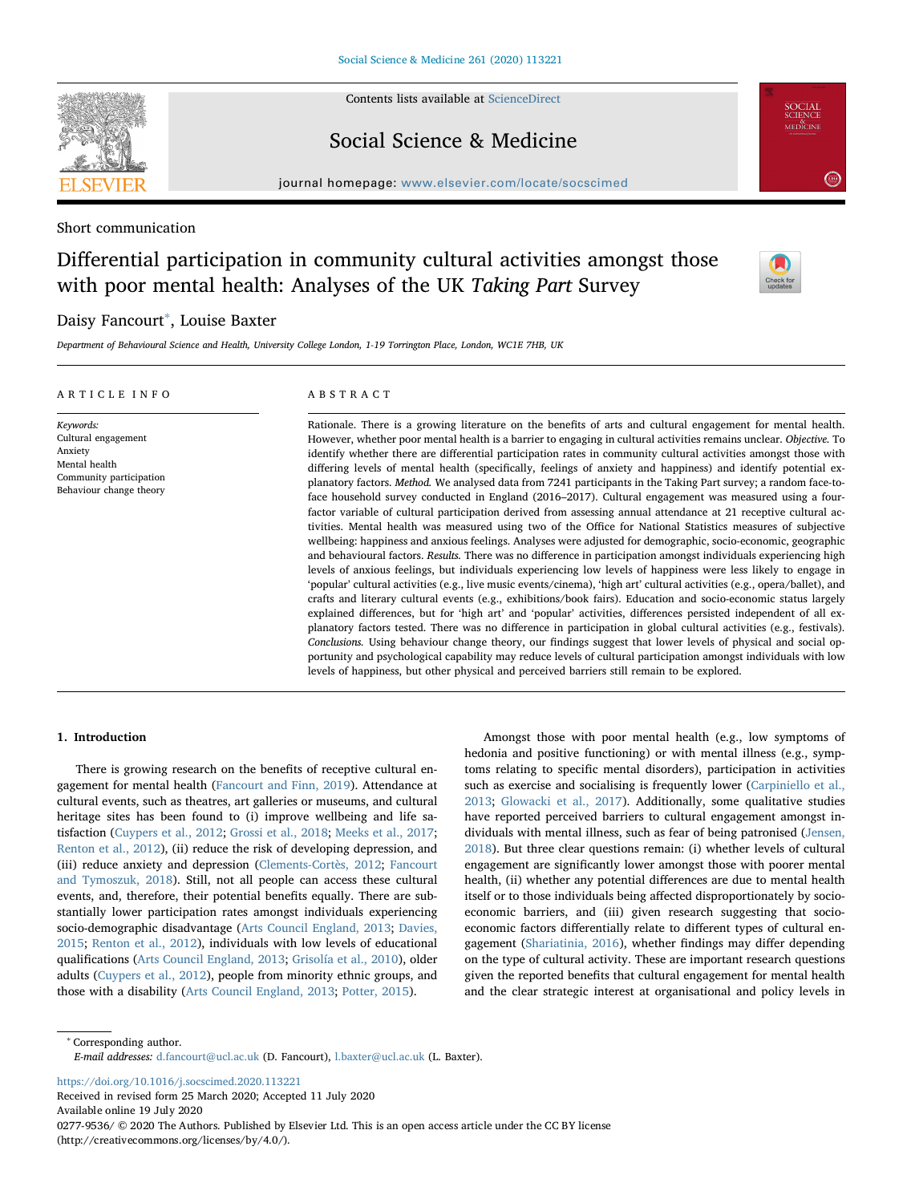Short communication

# Differential participation in community cultural activities amongst those with poor mental health: Analyses of the UK *Taking Part* Survey

Daisy Fancourt*, Louise Baxter

*Department of Behavioural Science and Health, University College London, 1-19 Torrington Place, London, WC1E 7HB, UK*

## ARTICLE INFO

*Keywords:*
Cultural engagement
Anxiety
Mental health
Community participation
Behaviour change theory

## ABSTRACT

Rationale. There is a growing literature on the benefits of arts and cultural engagement for mental health. However, whether poor mental health is a barrier to engaging in cultural activities remains unclear. *Objective.* To identify whether there are differential participation rates in community cultural activities amongst those with differing levels of mental health (specifically, feelings of anxiety and happiness) and identify potential explanatory factors. *Method.* We analysed data from 7241 participants in the Taking Part survey; a random face-to-face household survey conducted in England (2016–2017). Cultural engagement was measured using a four-factor variable of cultural participation derived from assessing annual attendance at 21 receptive cultural activities. Mental health was measured using two of the Office for National Statistics measures of subjective wellbeing: happiness and anxious feelings. Analyses were adjusted for demographic, socio-economic, geographic and behavioural factors. *Results.* There was no difference in participation amongst individuals experiencing high levels of anxious feelings, but individuals experiencing low levels of happiness were less likely to engage in 'popular' cultural activities (e.g., live music events/cinema), 'high art' cultural activities (e.g., opera/ballet), and crafts and literary cultural events (e.g., exhibitions/book fairs). Education and socio-economic status largely explained differences, but for 'high art' and 'popular' activities, differences persisted independent of all explanatory factors tested. There was no difference in participation in global cultural activities (e.g., festivals). *Conclusions.* Using behaviour change theory, our findings suggest that lower levels of physical and social opportunity and psychological capability may reduce levels of cultural participation amongst individuals with low levels of happiness, but other physical and perceived barriers still remain to be explored.

## 1. Introduction

There is growing research on the benefits of receptive cultural engagement for mental health (Fancourt and Finn, 2019). Attendance at cultural events, such as theatres, art galleries or museums, and cultural heritage sites has been found to (i) improve wellbeing and life satisfaction (Cuypers et al., 2012; Grossi et al., 2018; Meeks et al., 2017; Renton et al., 2012), (ii) reduce the risk of developing depression, and (iii) reduce anxiety and depression (Clements-Cortès, 2012; Fancourt and Tymoszuk, 2018). Still, not all people can access these cultural events, and, therefore, their potential benefits equally. There are substantially lower participation rates amongst individuals experiencing socio-demographic disadvantage (Arts Council England, 2013; Davies, 2015; Renton et al., 2012), individuals with low levels of educational qualifications (Arts Council England, 2013; Grisolía et al., 2010), older adults (Cuypers et al., 2012), people from minority ethnic groups, and those with a disability (Arts Council England, 2013; Potter, 2015).

Amongst those with poor mental health (e.g., low symptoms of hedonia and positive functioning) or with mental illness (e.g., symptoms relating to specific mental disorders), participation in activities such as exercise and socialising is frequently lower (Carpiniello et al., 2013; Glowacki et al., 2017). Additionally, some qualitative studies have reported perceived barriers to cultural engagement amongst individuals with mental illness, such as fear of being patronised (Jensen, 2018). But three clear questions remain: (i) whether levels of cultural engagement are significantly lower amongst those with poorer mental health, (ii) whether any potential differences are due to mental health itself or to those individuals being affected disproportionately by socio-economic barriers, and (iii) given research suggesting that socio-economic factors differentially relate to different types of cultural engagement (Shariatinia, 2016), whether findings may differ depending on the type of cultural activity. These are important research questions given the reported benefits that cultural engagement for mental health and the clear strategic interest at organisational and policy levels in

---

* Corresponding author.
*E-mail addresses:* d.fancourt@ucl.ac.uk (D. Fancourt), l.baxter@ucl.ac.uk (L. Baxter).

https://doi.org/10.1016/j.socscimed.2020.113221
Received in revised form 25 March 2020; Accepted 11 July 2020
Available online 19 July 2020
0277-9536/ © 2020 The Authors. Published by Elsevier Ltd. This is an open access article under the CC BY license (http://creativecommons.org/licenses/by/4.0/).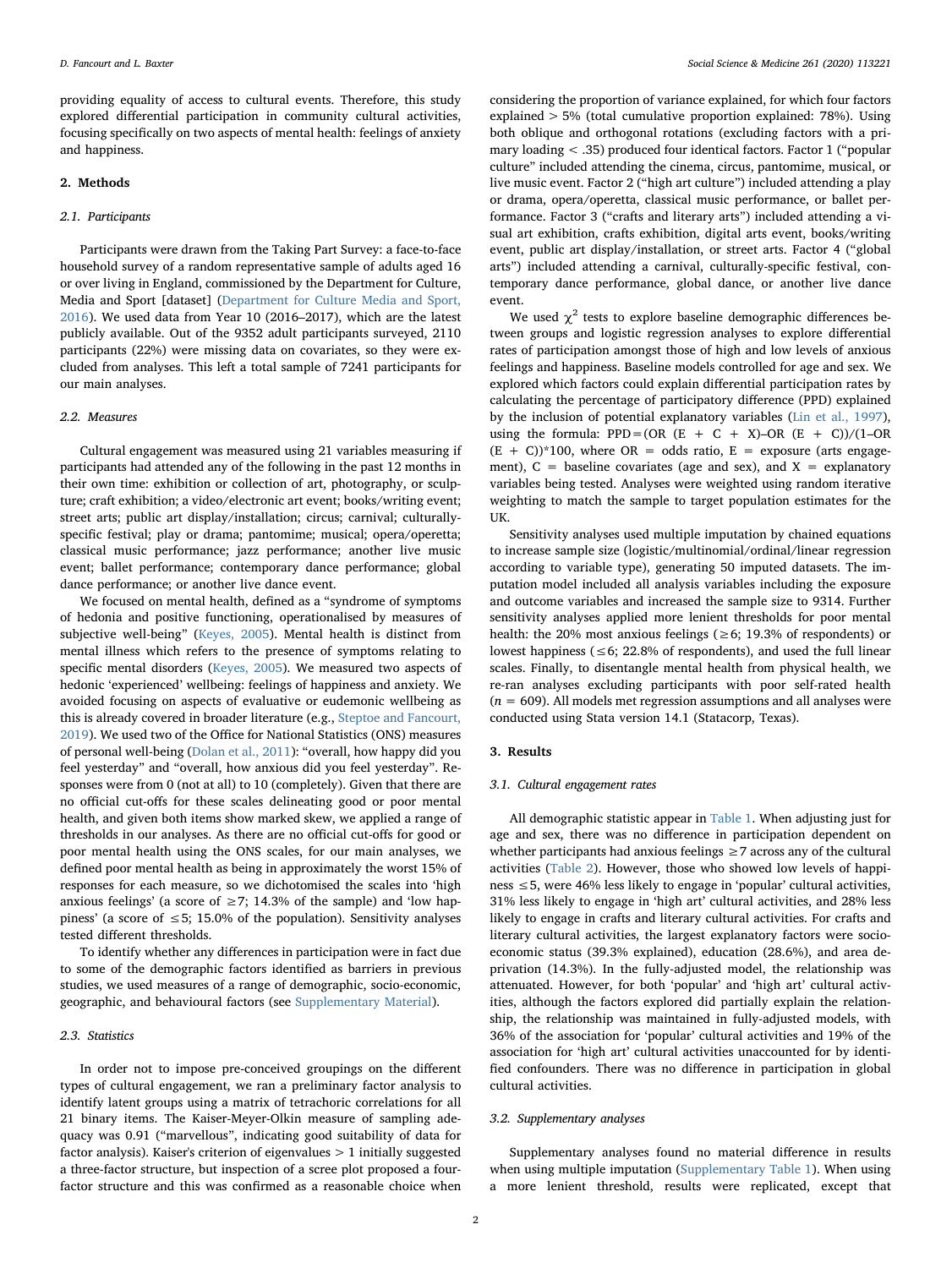providing equality of access to cultural events. Therefore, this study explored differential participation in community cultural activities, focusing specifically on two aspects of mental health: feelings of anxiety and happiness.

## 2. Methods

### 2.1. Participants

Participants were drawn from the Taking Part Survey: a face-to-face household survey of a random representative sample of adults aged 16 or over living in England, commissioned by the Department for Culture, Media and Sport [dataset] (Department for Culture Media and Sport, 2016). We used data from Year 10 (2016–2017), which are the latest publicly available. Out of the 9352 adult participants surveyed, 2110 participants (22%) were missing data on covariates, so they were excluded from analyses. This left a total sample of 7241 participants for our main analyses.

### 2.2. Measures

Cultural engagement was measured using 21 variables measuring if participants had attended any of the following in the past 12 months in their own time: exhibition or collection of art, photography, or sculpture; craft exhibition; a video/electronic art event; books/writing event; street arts; public art display/installation; circus; carnival; culturally-specific festival; play or drama; pantomime; musical; opera/operetta; classical music performance; jazz performance; another live music event; ballet performance; contemporary dance performance; global dance performance; or another live dance event.

We focused on mental health, defined as a "syndrome of symptoms of hedonia and positive functioning, operationalised by measures of subjective well-being" (Keyes, 2005). Mental health is distinct from mental illness which refers to the presence of symptoms relating to specific mental disorders (Keyes, 2005). We measured two aspects of hedonic 'experienced' wellbeing: feelings of happiness and anxiety. We avoided focusing on aspects of evaluative or eudemonic wellbeing as this is already covered in broader literature (e.g., Steptoe and Fancourt, 2019). We used two of the Office for National Statistics (ONS) measures of personal well-being (Dolan et al., 2011): "overall, how happy did you feel yesterday" and "overall, how anxious did you feel yesterday". Responses were from 0 (not at all) to 10 (completely). Given that there are no official cut-offs for these scales delineating good or poor mental health, and given both items show marked skew, we applied a range of thresholds in our analyses. As there are no official cut-offs for good or poor mental health using the ONS scales, for our main analyses, we defined poor mental health as being in approximately the worst 15% of responses for each measure, so we dichotomised the scales into 'high anxious feelings' (a score of $\geq 7$; 14.3% of the sample) and 'low happiness' (a score of $\leq 5$; 15.0% of the population). Sensitivity analyses tested different thresholds.

To identify whether any differences in participation were in fact due to some of the demographic factors identified as barriers in previous studies, we used measures of a range of demographic, socio-economic, geographic, and behavioural factors (see Supplementary Material).

### 2.3. Statistics

In order not to impose pre-conceived groupings on the different types of cultural engagement, we ran a preliminary factor analysis to identify latent groups using a matrix of tetrachoric correlations for all 21 binary items. The Kaiser-Meyer-Olkin measure of sampling adequacy was 0.91 ("marvellous", indicating good suitability of data for factor analysis). Kaiser's criterion of eigenvalues > 1 initially suggested a three-factor structure, but inspection of a scree plot proposed a four-factor structure and this was confirmed as a reasonable choice when considering the proportion of variance explained, for which four factors explained > 5% (total cumulative proportion explained: 78%). Using both oblique and orthogonal rotations (excluding factors with a primary loading < .35) produced four identical factors. Factor 1 ("popular culture" included attending the cinema, circus, pantomime, musical, or live music event. Factor 2 ("high art culture") included attending a play or drama, opera/operetta, classical music performance, or ballet performance. Factor 3 ("crafts and literary arts") included attending a visual art exhibition, crafts exhibition, digital arts event, books/writing event, public art display/installation, or street arts. Factor 4 ("global arts") included attending a carnival, culturally-specific festival, contemporary dance performance, global dance, or another live dance event.

We used $\chi^2$ tests to explore baseline demographic differences between groups and logistic regression analyses to explore differential rates of participation amongst those of high and low levels of anxious feelings and happiness. Baseline models controlled for age and sex. We explored which factors could explain differential participation rates by calculating the percentage of participatory difference (PPD) explained by the inclusion of potential explanatory variables (Lin et al., 1997), using the formula: PPD = (OR (E + C + X)–OR (E + C))/(1–OR (E + C))*100, where OR = odds ratio, E = exposure (arts engagement), C = baseline covariates (age and sex), and X = explanatory variables being tested. Analyses were weighted using random iterative weighting to match the sample to target population estimates for the UK.

Sensitivity analyses used multiple imputation by chained equations to increase sample size (logistic/multinomial/ordinal/linear regression according to variable type), generating 50 imputed datasets. The imputation model included all analysis variables including the exposure and outcome variables and increased the sample size to 9314. Further sensitivity analyses applied more lenient thresholds for poor mental health: the 20% most anxious feelings ($\geq 6$; 19.3% of respondents) or lowest happiness ($\leq 6$; 22.8% of respondents), and used the full linear scales. Finally, to disentangle mental health from physical health, we re-ran analyses excluding participants with poor self-rated health ($n$ = 609). All models met regression assumptions and all analyses were conducted using Stata version 14.1 (Statacorp, Texas).

## 3. Results

### 3.1. Cultural engagement rates

All demographic statistic appear in Table 1. When adjusting just for age and sex, there was no difference in participation dependent on whether participants had anxious feelings $\geq 7$ across any of the cultural activities (Table 2). However, those who showed low levels of happiness $\leq 5$, were 46% less likely to engage in 'popular' cultural activities, 31% less likely to engage in 'high art' cultural activities, and 28% less likely to engage in crafts and literary cultural activities. For crafts and literary cultural activities, the largest explanatory factors were socio-economic status (39.3% explained), education (28.6%), and area deprivation (14.3%). In the fully-adjusted model, the relationship was attenuated. However, for both 'popular' and 'high art' cultural activities, although the factors explored did partially explain the relationship, the relationship was maintained in fully-adjusted models, with 36% of the association for 'popular' cultural activities and 19% of the association for 'high art' cultural activities unaccounted for by identified confounders. There was no difference in participation in global cultural activities.

### 3.2. Supplementary analyses

Supplementary analyses found no material difference in results when using multiple imputation (Supplementary Table 1). When using a more lenient threshold, results were replicated, except that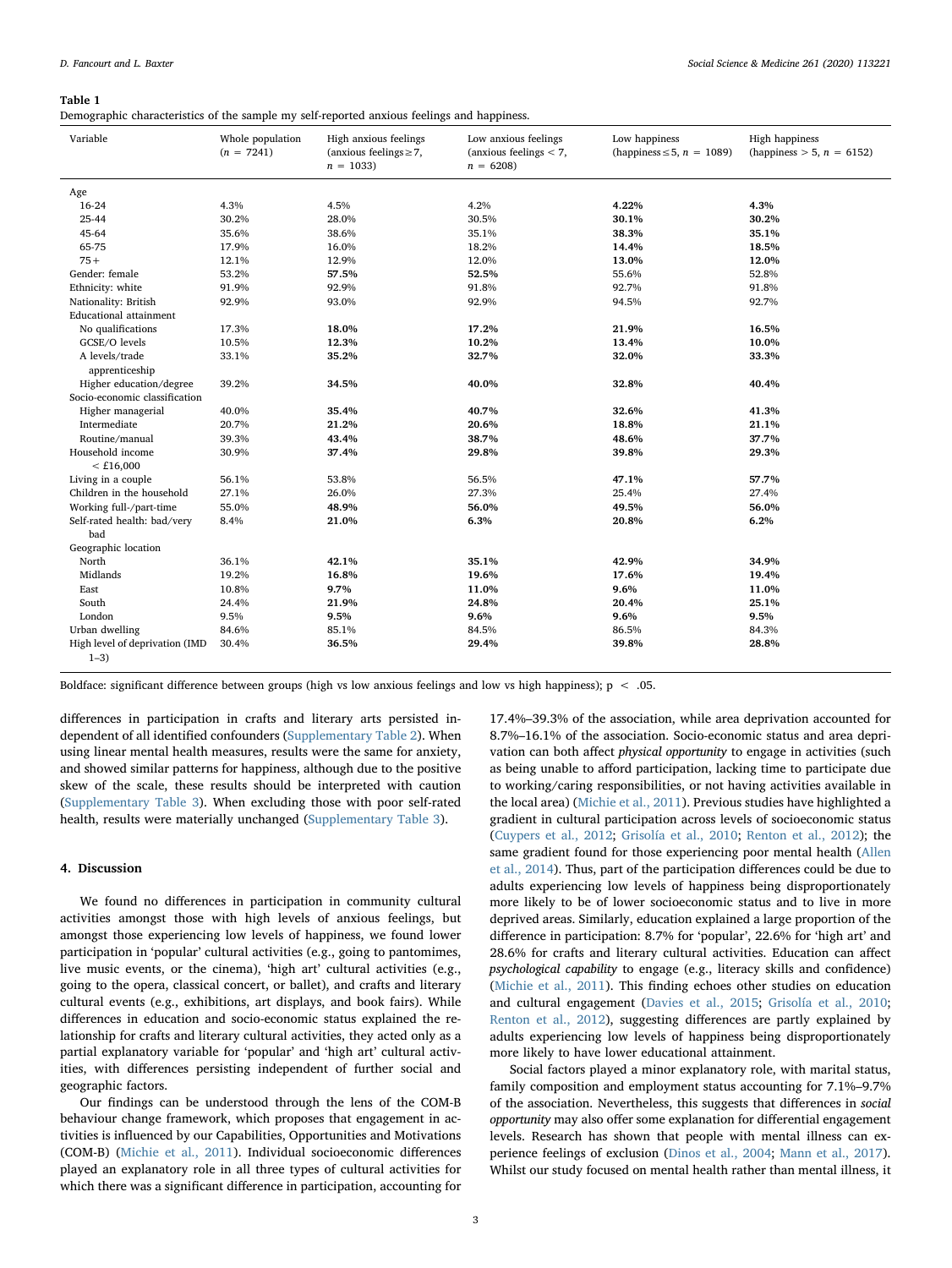**Table 1**
Demographic characteristics of the sample my self-reported anxious feelings and happiness.

| Variable | Whole population ($n$ = 7241) | High anxious feelings (anxious feelings ≥ 7, $n$ = 1033) | Low anxious feelings (anxious feelings < 7, $n$ = 6208) | Low happiness (happiness ≤ 5, $n$ = 1089) | High happiness (happiness > 5, $n$ = 6152) |
|---|---|---|---|---|---|
| Age | | | | | |
| 16-24 | 4.3% | 4.5% | 4.2% | **4.22%** | **4.3%** |
| 25-44 | 30.2% | 28.0% | 30.5% | **30.1%** | **30.2%** |
| 45-64 | 35.6% | 38.6% | 35.1% | **38.3%** | **35.1%** |
| 65-75 | 17.9% | 16.0% | 18.2% | **14.4%** | **18.5%** |
| 75+ | 12.1% | 12.9% | 12.0% | **13.0%** | **12.0%** |
| Gender: female | 53.2% | **57.5%** | **52.5%** | 55.6% | 52.8% |
| Ethnicity: white | 91.9% | 92.9% | 91.8% | 92.7% | 91.8% |
| Nationality: British | 92.9% | 93.0% | 92.9% | 94.5% | 92.7% |
| Educational attainment | | | | | |
| No qualifications | 17.3% | **18.0%** | **17.2%** | **21.9%** | **16.5%** |
| GCSE/O levels | 10.5% | **12.3%** | **10.2%** | **13.4%** | **10.0%** |
| A levels/trade apprenticeship | 33.1% | **35.2%** | **32.7%** | **32.0%** | **33.3%** |
| Higher education/degree | 39.2% | **34.5%** | **40.0%** | **32.8%** | **40.4%** |
| Socio-economic classification | | | | | |
| Higher managerial | 40.0% | **35.4%** | **40.7%** | **32.6%** | **41.3%** |
| Intermediate | 20.7% | **21.2%** | **20.6%** | **18.8%** | **21.1%** |
| Routine/manual | 39.3% | **43.4%** | **38.7%** | **48.6%** | **37.7%** |
| Household income < £16,000 | 30.9% | **37.4%** | **29.8%** | **39.8%** | **29.3%** |
| Living in a couple | 56.1% | 53.8% | 56.5% | **47.1%** | **57.7%** |
| Children in the household | 27.1% | 26.0% | 27.3% | 25.4% | 27.4% |
| Working full-/part-time | 55.0% | **48.9%** | **56.0%** | **49.5%** | **56.0%** |
| Self-rated health: bad/very bad | 8.4% | **21.0%** | **6.3%** | **20.8%** | **6.2%** |
| Geographic location | | | | | |
| North | 36.1% | **42.1%** | **35.1%** | **42.9%** | **34.9%** |
| Midlands | 19.2% | **16.8%** | **19.6%** | **17.6%** | **19.4%** |
| East | 10.8% | **9.7%** | **11.0%** | **9.6%** | **11.0%** |
| South | 24.4% | **21.9%** | **24.8%** | **20.4%** | **25.1%** |
| London | 9.5% | **9.5%** | **9.6%** | **9.6%** | **9.5%** |
| Urban dwelling | 84.6% | 85.1% | 84.5% | 86.5% | 84.3% |
| High level of deprivation (IMD 1–3) | 30.4% | **36.5%** | **29.4%** | **39.8%** | **28.8%** |

Boldface: significant difference between groups (high vs low anxious feelings and low vs high happiness); $p < .05$.

differences in participation in crafts and literary arts persisted independent of all identified confounders (Supplementary Table 2). When using linear mental health measures, results were the same for anxiety, and showed similar patterns for happiness, although due to the positive skew of the scale, these results should be interpreted with caution (Supplementary Table 3). When excluding those with poor self-rated health, results were materially unchanged (Supplementary Table 3).

## 4. Discussion

We found no differences in participation in community cultural activities amongst those with high levels of anxious feelings, but amongst those experiencing low levels of happiness, we found lower participation in 'popular' cultural activities (e.g., going to pantomimes, live music events, or the cinema), 'high art' cultural activities (e.g., going to the opera, classical concert, or ballet), and crafts and literary cultural events (e.g., exhibitions, art displays, and book fairs). While differences in education and socio-economic status explained the relationship for crafts and literary cultural activities, they acted only as a partial explanatory variable for 'popular' and 'high art' cultural activities, with differences persisting independent of further social and geographic factors.

Our findings can be understood through the lens of the COM-B behaviour change framework, which proposes that engagement in activities is influenced by our Capabilities, Opportunities and Motivations (COM-B) (Michie et al., 2011). Individual socioeconomic differences played an explanatory role in all three types of cultural activities for which there was a significant difference in participation, accounting for 17.4%–39.3% of the association, while area deprivation accounted for 8.7%–16.1% of the association. Socio-economic status and area deprivation can both affect *physical opportunity* to engage in activities (such as being unable to afford participation, lacking time to participate due to working/caring responsibilities, or not having activities available in the local area) (Michie et al., 2011). Previous studies have highlighted a gradient in cultural participation across levels of socioeconomic status (Cuypers et al., 2012; Grisolía et al., 2010; Renton et al., 2012); the same gradient found for those experiencing poor mental health (Allen et al., 2014). Thus, part of the participation differences could be due to adults experiencing low levels of happiness being disproportionately more likely to be of lower socioeconomic status and to live in more deprived areas. Similarly, education explained a large proportion of the difference in participation: 8.7% for 'popular', 22.6% for 'high art' and 28.6% for crafts and literary cultural activities. Education can affect *psychological capability* to engage (e.g., literacy skills and confidence) (Michie et al., 2011). This finding echoes other studies on education and cultural engagement (Davies et al., 2015; Grisolía et al., 2010; Renton et al., 2012), suggesting differences are partly explained by adults experiencing low levels of happiness being disproportionately more likely to have lower educational attainment.

Social factors played a minor explanatory role, with marital status, family composition and employment status accounting for 7.1%–9.7% of the association. Nevertheless, this suggests that differences in *social opportunity* may also offer some explanation for differential engagement levels. Research has shown that people with mental illness can experience feelings of exclusion (Dinos et al., 2004; Mann et al., 2017). Whilst our study focused on mental health rather than mental illness, it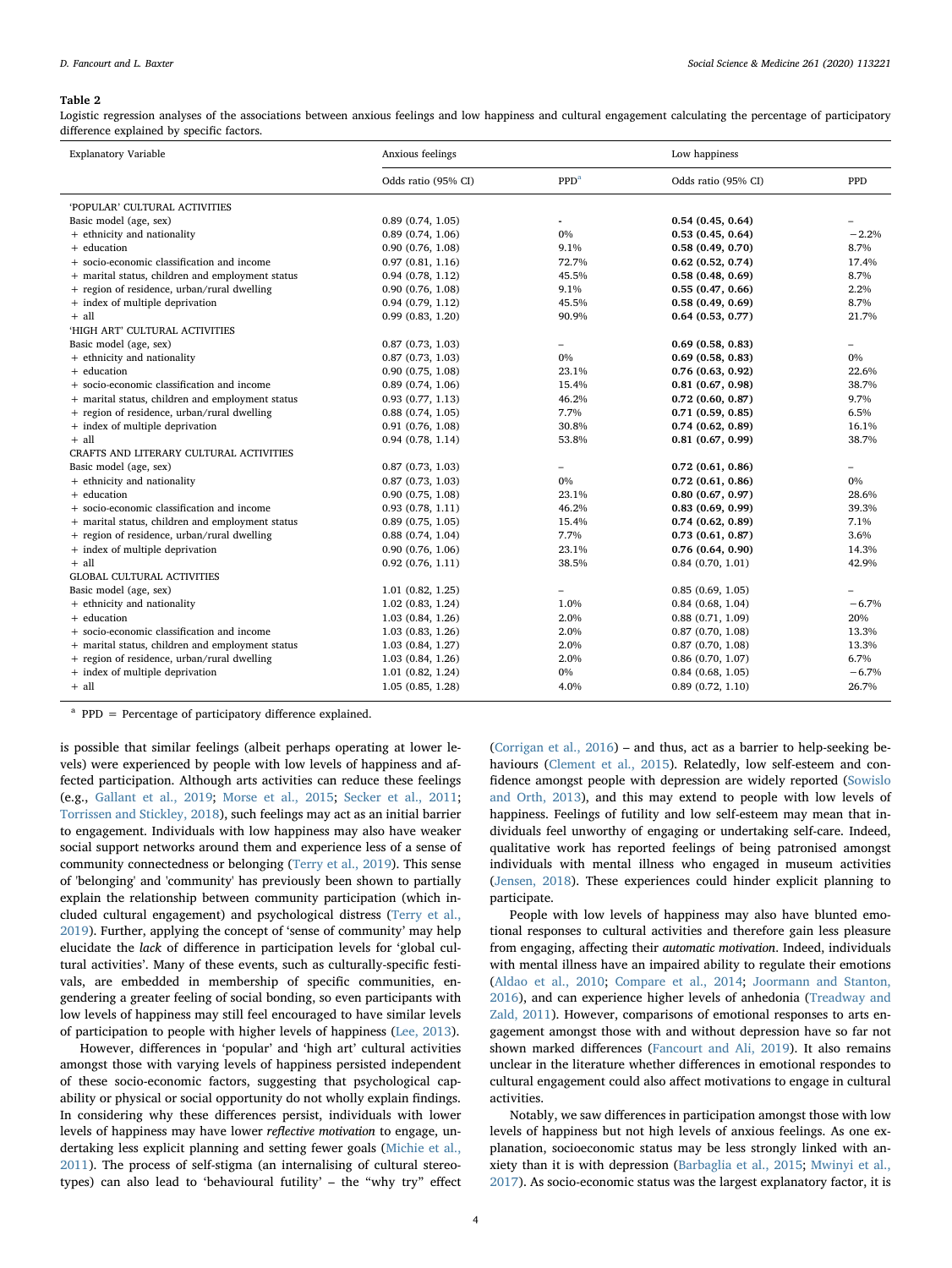**Table 2**

Logistic regression analyses of the associations between anxious feelings and low happiness and cultural engagement calculating the percentage of participatory difference explained by specific factors.

| Explanatory Variable | Anxious feelings | | Low happiness | |
|---|---|---|---|---|
| | Odds ratio (95% CI) | PPD[a] | Odds ratio (95% CI) | PPD |
| 'POPULAR' CULTURAL ACTIVITIES | | | | |
| Basic model (age, sex) | 0.89 (0.74, 1.05) | - | **0.54 (0.45, 0.64)** | – |
| + ethnicity and nationality | 0.89 (0.74, 1.06) | 0% | **0.53 (0.45, 0.64)** | −2.2% |
| + education | 0.90 (0.76, 1.08) | 9.1% | **0.58 (0.49, 0.70)** | 8.7% |
| + socio-economic classification and income | 0.97 (0.81, 1.16) | 72.7% | **0.62 (0.52, 0.74)** | 17.4% |
| + marital status, children and employment status | 0.94 (0.78, 1.12) | 45.5% | **0.58 (0.48, 0.69)** | 8.7% |
| + region of residence, urban/rural dwelling | 0.90 (0.76, 1.08) | 9.1% | **0.55 (0.47, 0.66)** | 2.2% |
| + index of multiple deprivation | 0.94 (0.79, 1.12) | 45.5% | **0.58 (0.49, 0.69)** | 8.7% |
| + all | 0.99 (0.83, 1.20) | 90.9% | **0.64 (0.53, 0.77)** | 21.7% |
| 'HIGH ART' CULTURAL ACTIVITIES | | | | |
| Basic model (age, sex) | 0.87 (0.73, 1.03) | – | **0.69 (0.58, 0.83)** | – |
| + ethnicity and nationality | 0.87 (0.73, 1.03) | 0% | **0.69 (0.58, 0.83)** | 0% |
| + education | 0.90 (0.75, 1.08) | 23.1% | **0.76 (0.63, 0.92)** | 22.6% |
| + socio-economic classification and income | 0.89 (0.74, 1.06) | 15.4% | **0.81 (0.67, 0.98)** | 38.7% |
| + marital status, children and employment status | 0.93 (0.77, 1.13) | 46.2% | **0.72 (0.60, 0.87)** | 9.7% |
| + region of residence, urban/rural dwelling | 0.88 (0.74, 1.05) | 7.7% | **0.71 (0.59, 0.85)** | 6.5% |
| + index of multiple deprivation | 0.91 (0.76, 1.08) | 30.8% | **0.74 (0.62, 0.89)** | 16.1% |
| + all | 0.94 (0.78, 1.14) | 53.8% | **0.81 (0.67, 0.99)** | 38.7% |
| CRAFTS AND LITERARY CULTURAL ACTIVITIES | | | | |
| Basic model (age, sex) | 0.87 (0.73, 1.03) | – | **0.72 (0.61, 0.86)** | – |
| + ethnicity and nationality | 0.87 (0.73, 1.03) | 0% | **0.72 (0.61, 0.86)** | 0% |
| + education | 0.90 (0.75, 1.08) | 23.1% | **0.80 (0.67, 0.97)** | 28.6% |
| + socio-economic classification and income | 0.93 (0.78, 1.11) | 46.2% | **0.83 (0.69, 0.99)** | 39.3% |
| + marital status, children and employment status | 0.89 (0.75, 1.05) | 15.4% | **0.74 (0.62, 0.89)** | 7.1% |
| + region of residence, urban/rural dwelling | 0.88 (0.74, 1.04) | 7.7% | **0.73 (0.61, 0.87)** | 3.6% |
| + index of multiple deprivation | 0.90 (0.76, 1.06) | 23.1% | **0.76 (0.64, 0.90)** | 14.3% |
| + all | 0.92 (0.76, 1.11) | 38.5% | 0.84 (0.70, 1.01) | 42.9% |
| GLOBAL CULTURAL ACTIVITIES | | | | |
| Basic model (age, sex) | 1.01 (0.82, 1.25) | – | 0.85 (0.69, 1.05) | – |
| + ethnicity and nationality | 1.02 (0.83, 1.24) | 1.0% | 0.84 (0.68, 1.04) | −6.7% |
| + education | 1.03 (0.84, 1.26) | 2.0% | 0.88 (0.71, 1.09) | 20% |
| + socio-economic classification and income | 1.03 (0.83, 1.26) | 2.0% | 0.87 (0.70, 1.08) | 13.3% |
| + marital status, children and employment status | 1.03 (0.84, 1.27) | 2.0% | 0.87 (0.70, 1.08) | 13.3% |
| + region of residence, urban/rural dwelling | 1.03 (0.84, 1.26) | 2.0% | 0.86 (0.70, 1.07) | 6.7% |
| + index of multiple deprivation | 1.01 (0.82, 1.24) | 0% | 0.84 (0.68, 1.05) | −6.7% |
| + all | 1.05 (0.85, 1.28) | 4.0% | 0.89 (0.72, 1.10) | 26.7% |

[a] PPD = Percentage of participatory difference explained.

is possible that similar feelings (albeit perhaps operating at lower levels) were experienced by people with low levels of happiness and affected participation. Although arts activities can reduce these feelings (e.g., Gallant et al., 2019; Morse et al., 2015; Secker et al., 2011; Torrissen and Stickley, 2018), such feelings may act as an initial barrier to engagement. Individuals with low happiness may also have weaker social support networks around them and experience less of a sense of community connectedness or belonging (Terry et al., 2019). This sense of 'belonging' and 'community' has previously been shown to partially explain the relationship between community participation (which included cultural engagement) and psychological distress (Terry et al., 2019). Further, applying the concept of 'sense of community' may help elucidate the *lack* of difference in participation levels for 'global cultural activities'. Many of these events, such as culturally-specific festivals, are embedded in membership of specific communities, engendering a greater feeling of social bonding, so even participants with low levels of happiness may still feel encouraged to have similar levels of participation to people with higher levels of happiness (Lee, 2013).

However, differences in 'popular' and 'high art' cultural activities amongst those with varying levels of happiness persisted independent of these socio-economic factors, suggesting that psychological capability or physical or social opportunity do not wholly explain findings. In considering why these differences persist, individuals with lower levels of happiness may have lower *reflective motivation* to engage, undertaking less explicit planning and setting fewer goals (Michie et al., 2011). The process of self-stigma (an internalising of cultural stereotypes) can also lead to 'behavioural futility' – the "why try" effect (Corrigan et al., 2016) – and thus, act as a barrier to help-seeking behaviours (Clement et al., 2015). Relatedly, low self-esteem and confidence amongst people with depression are widely reported (Sowislo and Orth, 2013), and this may extend to people with low levels of happiness. Feelings of futility and low self-esteem may mean that individuals feel unworthy of engaging or undertaking self-care. Indeed, qualitative work has reported feelings of being patronised amongst individuals with mental illness who engaged in museum activities (Jensen, 2018). These experiences could hinder explicit planning to participate.

People with low levels of happiness may also have blunted emotional responses to cultural activities and therefore gain less pleasure from engaging, affecting their *automatic motivation*. Indeed, individuals with mental illness have an impaired ability to regulate their emotions (Aldao et al., 2010; Compare et al., 2014; Joormann and Stanton, 2016), and can experience higher levels of anhedonia (Treadway and Zald, 2011). However, comparisons of emotional responses to arts engagement amongst those with and without depression have so far not shown marked differences (Fancourt and Ali, 2019). It also remains unclear in the literature whether differences in emotional respondes to cultural engagement could also affect motivations to engage in cultural activities.

Notably, we saw differences in participation amongst those with low levels of happiness but not high levels of anxious feelings. As one explanation, socioeconomic status may be less strongly linked with anxiety than it is with depression (Barbaglia et al., 2015; Mwinyi et al., 2017). As socio-economic status was the largest explanatory factor, it is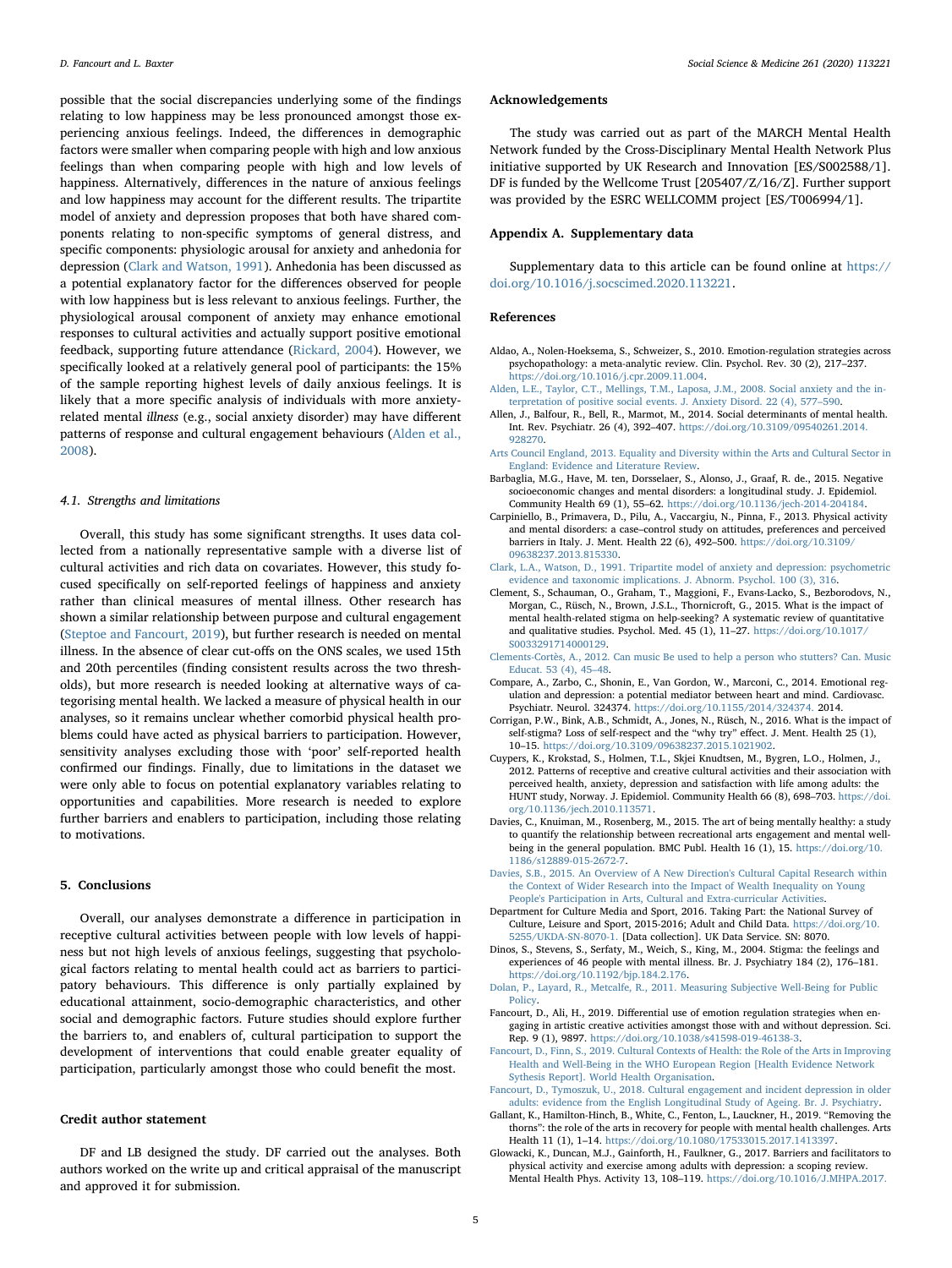possible that the social discrepancies underlying some of the findings relating to low happiness may be less pronounced amongst those experiencing anxious feelings. Indeed, the differences in demographic factors were smaller when comparing people with high and low anxious feelings than when comparing people with high and low levels of happiness. Alternatively, differences in the nature of anxious feelings and low happiness may account for the different results. The tripartite model of anxiety and depression proposes that both have shared components relating to non-specific symptoms of general distress, and specific components: physiologic arousal for anxiety and anhedonia for depression (Clark and Watson, 1991). Anhedonia has been discussed as a potential explanatory factor for the differences observed for people with low happiness but is less relevant to anxious feelings. Further, the physiological arousal component of anxiety may enhance emotional responses to cultural activities and actually support positive emotional feedback, supporting future attendance (Rickard, 2004). However, we specifically looked at a relatively general pool of participants: the 15% of the sample reporting highest levels of daily anxious feelings. It is likely that a more specific analysis of individuals with more anxiety-related mental *illness* (e.g., social anxiety disorder) may have different patterns of response and cultural engagement behaviours (Alden et al., 2008).

### 4.1. Strengths and limitations

Overall, this study has some significant strengths. It uses data collected from a nationally representative sample with a diverse list of cultural activities and rich data on covariates. However, this study focused specifically on self-reported feelings of happiness and anxiety rather than clinical measures of mental illness. Other research has shown a similar relationship between purpose and cultural engagement (Steptoe and Fancourt, 2019), but further research is needed on mental illness. In the absence of clear cut-offs on the ONS scales, we used 15th and 20th percentiles (finding consistent results across the two thresholds), but more research is needed looking at alternative ways of categorising mental health. We lacked a measure of physical health in our analyses, so it remains unclear whether comorbid physical health problems could have acted as physical barriers to participation. However, sensitivity analyses excluding those with 'poor' self-reported health confirmed our findings. Finally, due to limitations in the dataset we were only able to focus on potential explanatory variables relating to opportunities and capabilities. More research is needed to explore further barriers and enablers to participation, including those relating to motivations.

## 5. Conclusions

Overall, our analyses demonstrate a difference in participation in receptive cultural activities between people with low levels of happiness but not high levels of anxious feelings, suggesting that psychological factors relating to mental health could act as barriers to participatory behaviours. This difference is only partially explained by educational attainment, socio-demographic characteristics, and other social and demographic factors. Future studies should explore further the barriers to, and enablers of, cultural participation to support the development of interventions that could enable greater equality of participation, particularly amongst those who could benefit the most.

## Credit author statement

DF and LB designed the study. DF carried out the analyses. Both authors worked on the write up and critical appraisal of the manuscript and approved it for submission.

## Acknowledgements

The study was carried out as part of the MARCH Mental Health Network funded by the Cross-Disciplinary Mental Health Network Plus initiative supported by UK Research and Innovation [ES/S002588/1]. DF is funded by the Wellcome Trust [205407/Z/16/Z]. Further support was provided by the ESRC WELLCOMM project [ES/T006994/1].

## Appendix A. Supplementary data

Supplementary data to this article can be found online at https://doi.org/10.1016/j.socscimed.2020.113221.

## References

Aldao, A., Nolen-Hoeksema, S., Schweizer, S., 2010. Emotion-regulation strategies across psychopathology: a meta-analytic review. Clin. Psychol. Rev. 30 (2), 217–237. https://doi.org/10.1016/j.cpr.2009.11.004.

Alden, L.E., Taylor, C.T., Mellings, T.M., Laposa, J.M., 2008. Social anxiety and the interpretation of positive social events. J. Anxiety Disord. 22 (4), 577–590.

Allen, J., Balfour, R., Bell, R., Marmot, M., 2014. Social determinants of mental health. Int. Rev. Psychiatr. 26 (4), 392–407. https://doi.org/10.3109/09540261.2014.928270.

Arts Council England, 2013. Equality and Diversity within the Arts and Cultural Sector in England: Evidence and Literature Review.

Barbaglia, M.G., Have, M. ten, Dorsselaer, S., Alonso, J., Graaf, R. de., 2015. Negative socioeconomic changes and mental disorders: a longitudinal study. J. Epidemiol. Community Health 69 (1), 55–62. https://doi.org/10.1136/jech-2014-204184.

Carpiniello, B., Primavera, D., Pilu, A., Vaccargiu, N., Pinna, F., 2013. Physical activity and mental disorders: a case–control study on attitudes, preferences and perceived barriers in Italy. J. Ment. Health 22 (6), 492–500. https://doi.org/10.3109/09638237.2013.815330.

Clark, L.A., Watson, D., 1991. Tripartite model of anxiety and depression: psychometric evidence and taxonomic implications. J. Abnorm. Psychol. 100 (3), 316.

Clement, S., Schauman, O., Graham, T., Maggioni, F., Evans-Lacko, S., Bezborodovs, N., Morgan, C., Rüsch, N., Brown, J.S.L., Thornicroft, G., 2015. What is the impact of mental health-related stigma on help-seeking? A systematic review of quantitative and qualitative studies. Psychol. Med. 45 (1), 11–27. https://doi.org/10.1017/S0033291714000129.

Clements-Cortès, A., 2012. Can music Be used to help a person who stutters? Can. Music Educat. 53 (4), 45–48.

Compare, A., Zarbo, C., Shonin, E., Van Gordon, W., Marconi, C., 2014. Emotional regulation and depression: a potential mediator between heart and mind. Cardiovasc. Psychiatr. Neurol. 324374. https://doi.org/10.1155/2014/324374. 2014.

Corrigan, P.W., Bink, A.B., Schmidt, A., Jones, N., Rüsch, N., 2016. What is the impact of self-stigma? Loss of self-respect and the "why try" effect. J. Ment. Health 25 (1), 10–15. https://doi.org/10.3109/09638237.2015.1021902.

Cuypers, K., Krokstad, S., Holmen, T.L., Skjei Knudtsen, M., Bygren, L.O., Holmen, J., 2012. Patterns of receptive and creative cultural activities and their association with perceived health, anxiety, depression and satisfaction with life among adults: the HUNT study, Norway. J. Epidemiol. Community Health 66 (8), 698–703. https://doi.org/10.1136/jech.2010.113571.

Davies, C., Knuiman, M., Rosenberg, M., 2015. The art of being mentally healthy: a study to quantify the relationship between recreational arts engagement and mental well-being in the general population. BMC Publ. Health 16 (1), 15. https://doi.org/10.1186/s12889-015-2672-7.

Davies, S.B., 2015. An Overview of A New Direction's Cultural Capital Research within the Context of Wider Research into the Impact of Wealth Inequality on Young People's Participation in Arts, Cultural and Extra-curricular Activities.

Department for Culture Media and Sport, 2016. Taking Part: the National Survey of Culture, Leisure and Sport, 2015-2016; Adult and Child Data. https://doi.org/10.5255/UKDA-SN-8070-1. [Data collection]. UK Data Service. SN: 8070.

Dinos, S., Stevens, S., Serfaty, M., Weich, S., King, M., 2004. Stigma: the feelings and experiences of 46 people with mental illness. Br. J. Psychiatry 184 (2), 176–181. https://doi.org/10.1192/bjp.184.2.176.

Dolan, P., Layard, R., Metcalfe, R., 2011. Measuring Subjective Well-Being for Public Policy.

Fancourt, D., Ali, H., 2019. Differential use of emotion regulation strategies when engaging in artistic creative activities amongst those with and without depression. Sci. Rep. 9 (1), 9897. https://doi.org/10.1038/s41598-019-46138-3.

Fancourt, D., Finn, S., 2019. Cultural Contexts of Health: the Role of the Arts in Improving Health and Well-Being in the WHO European Region [Health Evidence Network Sythesis Report]. World Health Organisation.

Fancourt, D., Tymoszuk, U., 2018. Cultural engagement and incident depression in older adults: evidence from the English Longitudinal Study of Ageing. Br. J. Psychiatry.

Gallant, K., Hamilton-Hinch, B., White, C., Fenton, L., Lauckner, H., 2019. "Removing the thorns": the role of the arts in recovery for people with mental health challenges. Arts Health 11 (1), 1–14. https://doi.org/10.1080/17533015.2017.1413397.

Glowacki, K., Duncan, M.J., Gainforth, H., Faulkner, G., 2017. Barriers and facilitators to physical activity and exercise among adults with depression: a scoping review. Mental Health Phys. Activity 13, 108–119. https://doi.org/10.1016/J.MHPA.2017.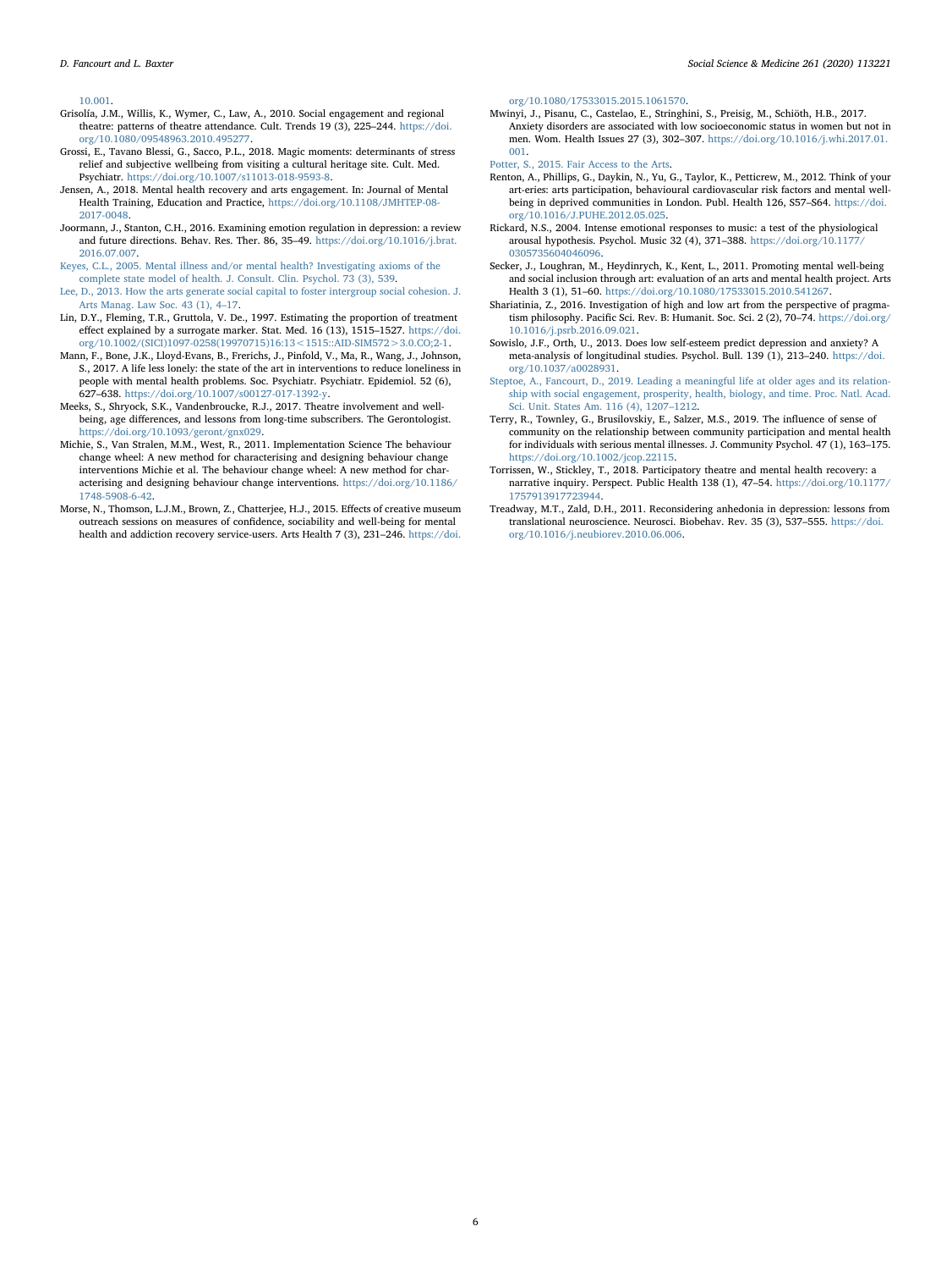10.001.

Grisolía, J.M., Willis, K., Wymer, C., Law, A., 2010. Social engagement and regional theatre: patterns of theatre attendance. Cult. Trends 19 (3), 225–244. https://doi.org/10.1080/09548963.2010.495277.

Grossi, E., Tavano Blessi, G., Sacco, P.L., 2018. Magic moments: determinants of stress relief and subjective wellbeing from visiting a cultural heritage site. Cult. Med. Psychiatr. https://doi.org/10.1007/s11013-018-9593-8.

Jensen, A., 2018. Mental health recovery and arts engagement. In: Journal of Mental Health Training, Education and Practice, https://doi.org/10.1108/JMHTEP-08-2017-0048.

Joormann, J., Stanton, C.H., 2016. Examining emotion regulation in depression: a review and future directions. Behav. Res. Ther. 86, 35–49. https://doi.org/10.1016/j.brat.2016.07.007.

Keyes, C.L., 2005. Mental illness and/or mental health? Investigating axioms of the complete state model of health. J. Consult. Clin. Psychol. 73 (3), 539.

Lee, D., 2013. How the arts generate social capital to foster intergroup social cohesion. J. Arts Manag. Law Soc. 43 (1), 4–17.

Lin, D.Y., Fleming, T.R., Gruttola, V. De., 1997. Estimating the proportion of treatment effect explained by a surrogate marker. Stat. Med. 16 (13), 1515–1527. https://doi.org/10.1002/(SICI)1097-0258(19970715)16:13<1515::AID-SIM572>3.0.CO;2-1.

Mann, F., Bone, J.K., Lloyd-Evans, B., Frerichs, J., Pinfold, V., Ma, R., Wang, J., Johnson, S., 2017. A life less lonely: the state of the art in interventions to reduce loneliness in people with mental health problems. Soc. Psychiatr. Psychiatr. Epidemiol. 52 (6), 627–638. https://doi.org/10.1007/s00127-017-1392-y.

Meeks, S., Shryock, S.K., Vandenbroucke, R.J., 2017. Theatre involvement and well-being, age differences, and lessons from long-time subscribers. The Gerontologist. https://doi.org/10.1093/geront/gnx029.

Michie, S., Van Stralen, M.M., West, R., 2011. Implementation Science The behaviour change wheel: A new method for characterising and designing behaviour change interventions Michie et al. The behaviour change wheel: A new method for characterising and designing behaviour change interventions. https://doi.org/10.1186/1748-5908-6-42.

Morse, N., Thomson, L.J.M., Brown, Z., Chatterjee, H.J., 2015. Effects of creative museum outreach sessions on measures of confidence, sociability and well-being for mental health and addiction recovery service-users. Arts Health 7 (3), 231–246. https://doi.org/10.1080/17533015.2015.1061570.

Mwinyi, J., Pisanu, C., Castelao, E., Stringhini, S., Preisig, M., Schiöth, H.B., 2017. Anxiety disorders are associated with low socioeconomic status in women but not in men. Wom. Health Issues 27 (3), 302–307. https://doi.org/10.1016/j.whi.2017.01.001.

Potter, S., 2015. Fair Access to the Arts.

Renton, A., Phillips, G., Daykin, N., Yu, G., Taylor, K., Petticrew, M., 2012. Think of your art-eries: arts participation, behavioural cardiovascular risk factors and mental well-being in deprived communities in London. Publ. Health 126, S57–S64. https://doi.org/10.1016/J.PUHE.2012.05.025.

Rickard, N.S., 2004. Intense emotional responses to music: a test of the physiological arousal hypothesis. Psychol. Music 32 (4), 371–388. https://doi.org/10.1177/0305735604046096.

Secker, J., Loughran, M., Heydinrych, K., Kent, L., 2011. Promoting mental well-being and social inclusion through art: evaluation of an arts and mental health project. Arts Health 3 (1), 51–60. https://doi.org/10.1080/17533015.2010.541267.

Shariatinia, Z., 2016. Investigation of high and low art from the perspective of pragmatism philosophy. Pacific Sci. Rev. B: Humanit. Soc. Sci. 2 (2), 70–74. https://doi.org/10.1016/j.psrb.2016.09.021.

Sowislo, J.F., Orth, U., 2013. Does low self-esteem predict depression and anxiety? A meta-analysis of longitudinal studies. Psychol. Bull. 139 (1), 213–240. https://doi.org/10.1037/a0028931.

Steptoe, A., Fancourt, D., 2019. Leading a meaningful life at older ages and its relationship with social engagement, prosperity, health, biology, and time. Proc. Natl. Acad. Sci. Unit. States Am. 116 (4), 1207–1212.

Terry, R., Townley, G., Brusilovskiy, E., Salzer, M.S., 2019. The influence of sense of community on the relationship between community participation and mental health for individuals with serious mental illnesses. J. Community Psychol. 47 (1), 163–175. https://doi.org/10.1002/jcop.22115.

Torrissen, W., Stickley, T., 2018. Participatory theatre and mental health recovery: a narrative inquiry. Perspect. Public Health 138 (1), 47–54. https://doi.org/10.1177/1757913917723944.

Treadway, M.T., Zald, D.H., 2011. Reconsidering anhedonia in depression: lessons from translational neuroscience. Neurosci. Biobehav. Rev. 35 (3), 537–555. https://doi.org/10.1016/j.neubiorev.2010.06.006.